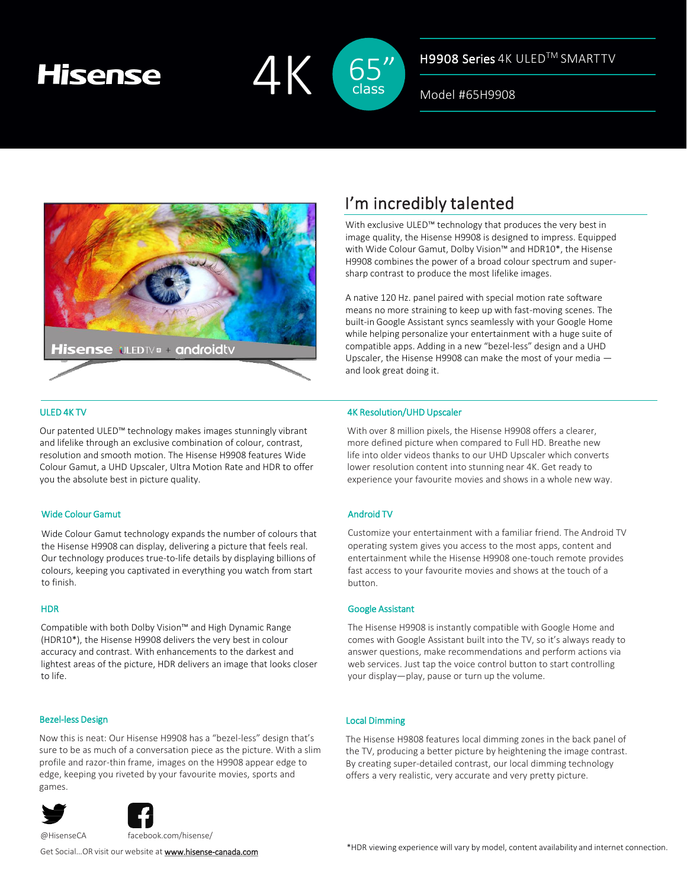# Hisense

4K 65" class

H9908 Series 4K ULED™ SMARTTV

Model #65H9908

## I'm incredibly talented

With exclusive ULED™ technology that produces the very best in image quality, the Hisense H9908 is designed to impress. Equipped with Wide Colour Gamut, Dolby Vision™ and HDR10*, the Hisense H9908 combines the power of a broad colour spectrum and super-sharp contrast to produce the most lifelike images.

A native 120 Hz. panel paired with special motion rate software means no more straining to keep up with fast-moving scenes. The built-in Google Assistant syncs seamlessly with your Google Home while helping personalize your entertainment with a huge suite of compatible apps. Adding in a new "bezel-less" design and a UHD Upscaler, the Hisense H9908 can make the most of your media — and look great doing it.

### ULED 4K TV

Our patented ULED™ technology makes images stunningly vibrant and lifelike through an exclusive combination of colour, contrast, resolution and smooth motion. The Hisense H9908 features Wide Colour Gamut, a UHD Upscaler, Ultra Motion Rate and HDR to offer you the absolute best in picture quality.

### Wide Colour Gamut

Wide Colour Gamut technology expands the number of colours that the Hisense H9908 can display, delivering a picture that feels real. Our technology produces true-to-life details by displaying billions of colours, keeping you captivated in everything you watch from start to finish.

### HDR

Compatible with both Dolby Vision™ and High Dynamic Range (HDR10*), the Hisense H9908 delivers the very best in colour accuracy and contrast. With enhancements to the darkest and lightest areas of the picture, HDR delivers an image that looks closer to life.

### Bezel-less Design

Now this is neat: Our Hisense H9908 has a "bezel-less" design that's sure to be as much of a conversation piece as the picture. With a slim profile and razor-thin frame, images on the H9908 appear edge to edge, keeping you riveted by your favourite movies, sports and games.

### 4K Resolution/UHD Upscaler

With over 8 million pixels, the Hisense H9908 offers a clearer, more defined picture when compared to Full HD. Breathe new life into older videos thanks to our UHD Upscaler which converts lower resolution content into stunning near 4K. Get ready to experience your favourite movies and shows in a whole new way.

### Android TV

Customize your entertainment with a familiar friend. The Android TV operating system gives you access to the most apps, content and entertainment while the Hisense H9908 one-touch remote provides fast access to your favourite movies and shows at the touch of a button.

### Google Assistant

The Hisense H9908 is instantly compatible with Google Home and comes with Google Assistant built into the TV, so it's always ready to answer questions, make recommendations and perform actions via web services. Just tap the voice control button to start controlling your display—play, pause or turn up the volume.

### Local Dimming

The Hisense H9808 features local dimming zones in the back panel of the TV, producing a better picture by heightening the image contrast. By creating super-detailed contrast, our local dimming technology offers a very realistic, very accurate and very pretty picture.

@HisenseCA

facebook.com/hisense/

Get Social…OR visit our website at www.hisense-canada.com

*HDR viewing experience will vary by model, content availability and internet connection.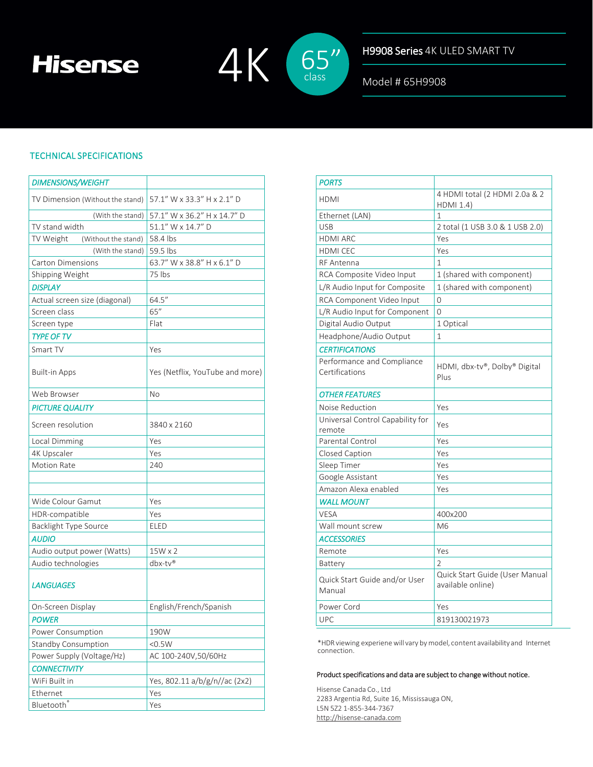Hisense

4K 65" class

H9908 Series 4K ULED SMART TV

Model # 65H9908

## TECHNICAL SPECIFICATIONS

| | |
|---|---|
| ***DIMENSIONS/WEIGHT*** | |
| TV Dimension (Without the stand) | 57.1" W x 33.3" H x 2.1" D |
| (With the stand) | 57.1" W x 36.2" H x 14.7" D |
| TV stand width | 51.1" W x 14.7" D |
| TV Weight (Without the stand) | 58.4 lbs |
| (With the stand) | 59.5 lbs |
| Carton Dimensions | 63.7" W x 38.8" H x 6.1" D |
| Shipping Weight | 75 lbs |
| ***DISPLAY*** | |
| Actual screen size (diagonal) | 64.5" |
| Screen class | 65" |
| Screen type | Flat |
| ***TYPE OF TV*** | |
| Smart TV | Yes |
| Built-in Apps | Yes (Netflix, YouTube and more) |
| Web Browser | No |
| ***PICTURE QUALITY*** | |
| Screen resolution | 3840 x 2160 |
| Local Dimming | Yes |
| 4K Upscaler | Yes |
| Motion Rate | 240 |
| | |
| | |
| Wide Colour Gamut | Yes |
| HDR-compatible | Yes |
| Backlight Type Source | ELED |
| ***AUDIO*** | |
| Audio output power (Watts) | 15W x 2 |
| Audio technologies | dbx-tv® |
| ***LANGUAGES*** | |
| On-Screen Display | English/French/Spanish |
| ***POWER*** | |
| Power Consumption | 190W |
| Standby Consumption | <0.5W |
| Power Supply (Voltage/Hz) | AC 100-240V,50/60Hz |
| ***CONNECTIVITY*** | |
| WiFi Built in | Yes, 802.11 a/b/g/n//ac (2x2) |
| Ethernet | Yes |
| Bluetooth® | Yes |

| | |
|---|---|
| ***PORTS*** | |
| HDMI | 4 HDMI total (2 HDMI 2.0a & 2 HDMI 1.4) |
| Ethernet (LAN) | 1 |
| USB | 2 total (1 USB 3.0 & 1 USB 2.0) |
| HDMI ARC | Yes |
| HDMI CEC | Yes |
| RF Antenna | 1 |
| RCA Composite Video Input | 1 (shared with component) |
| L/R Audio Input for Composite | 1 (shared with component) |
| RCA Component Video Input | 0 |
| L/R Audio Input for Component | 0 |
| Digital Audio Output | 1 Optical |
| Headphone/Audio Output | 1 |
| ***CERTIFICATIONS*** | |
| Performance and Compliance Certifications | HDMI, dbx-tv®, Dolby® Digital Plus |
| ***OTHER FEATURES*** | |
| Noise Reduction | Yes |
| Universal Control Capability for remote | Yes |
| Parental Control | Yes |
| Closed Caption | Yes |
| Sleep Timer | Yes |
| Google Assistant | Yes |
| Amazon Alexa enabled | Yes |
| ***WALL MOUNT*** | |
| VESA | 400x200 |
| Wall mount screw | M6 |
| ***ACCESSORIES*** | |
| Remote | Yes |
| Battery | 2 |
| Quick Start Guide and/or User Manual | Quick Start Guide (User Manual available online) |
| Power Cord | Yes |
| UPC | 819130021973 |

*HDR viewing experiene will vary by model, content availability and Internet connection.

**Product specifications and data are subject to change without notice.**

Hisense Canada Co., Ltd
2283 Argentia Rd, Suite 16, Mississauga ON,
L5N 5Z2 1-855-344-7367
http://hisense-canada.com